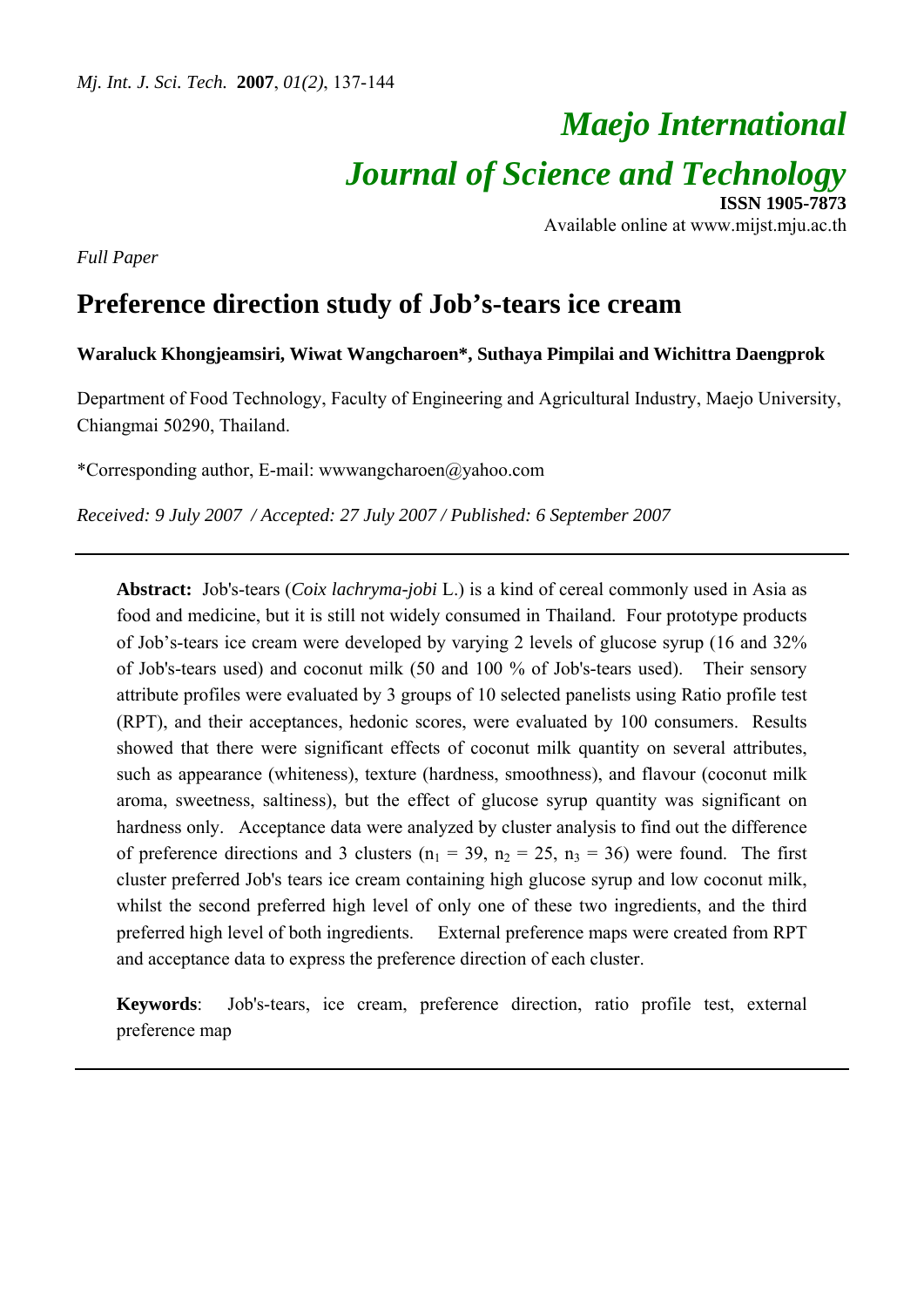# Maejo International
# Journal of Science and Technology

**ISSN 1905-7873**
Available online at www.mijst.mju.ac.th

*Full Paper*

## Preference direction study of Job's-tears ice cream

**Waraluck Khongjeamsiri, Wiwat Wangcharoen\*, Suthaya Pimpilai and Wichittra Daengprok**

Department of Food Technology, Faculty of Engineering and Agricultural Industry, Maejo University, Chiangmai 50290, Thailand.

\*Corresponding author, E-mail: wwwangcharoen@yahoo.com

*Received: 9 July 2007 / Accepted: 27 July 2007 / Published: 6 September 2007*

---

**Abstract:** Job's-tears (*Coix lachryma-jobi* L.) is a kind of cereal commonly used in Asia as food and medicine, but it is still not widely consumed in Thailand. Four prototype products of Job's-tears ice cream were developed by varying 2 levels of glucose syrup (16 and 32% of Job's-tears used) and coconut milk (50 and 100 % of Job's-tears used). Their sensory attribute profiles were evaluated by 3 groups of 10 selected panelists using Ratio profile test (RPT), and their acceptances, hedonic scores, were evaluated by 100 consumers. Results showed that there were significant effects of coconut milk quantity on several attributes, such as appearance (whiteness), texture (hardness, smoothness), and flavour (coconut milk aroma, sweetness, saltiness), but the effect of glucose syrup quantity was significant on hardness only. Acceptance data were analyzed by cluster analysis to find out the difference of preference directions and 3 clusters ($n_1$ = 39, $n_2$ = 25, $n_3$ = 36) were found. The first cluster preferred Job's tears ice cream containing high glucose syrup and low coconut milk, whilst the second preferred high level of only one of these two ingredients, and the third preferred high level of both ingredients. External preference maps were created from RPT and acceptance data to express the preference direction of each cluster.

**Keywords**: Job's-tears, ice cream, preference direction, ratio profile test, external preference map

---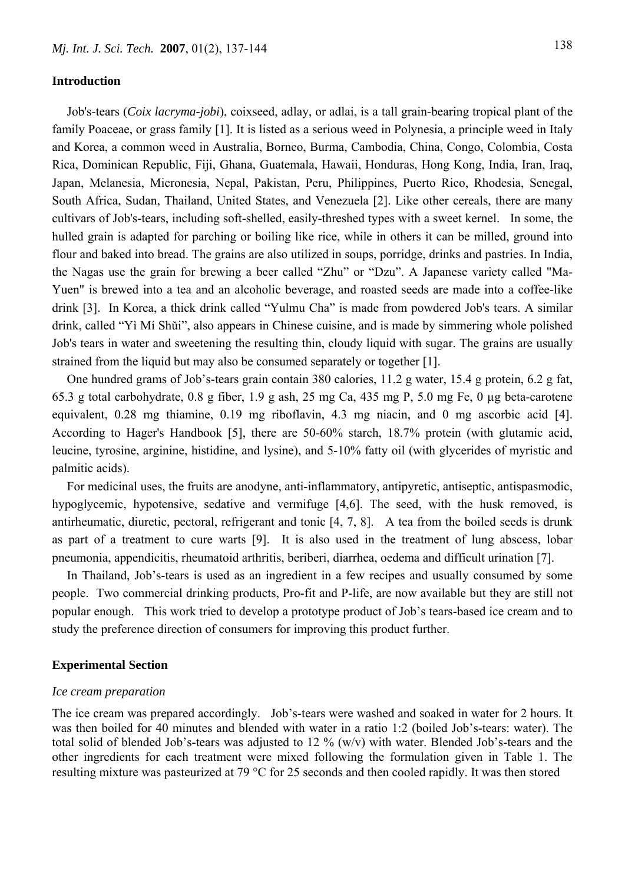## Introduction

Job's-tears (*Coix lacryma-jobi*), coixseed, adlay, or adlai, is a tall grain-bearing tropical plant of the family Poaceae, or grass family [1]. It is listed as a serious weed in Polynesia, a principle weed in Italy and Korea, a common weed in Australia, Borneo, Burma, Cambodia, China, Congo, Colombia, Costa Rica, Dominican Republic, Fiji, Ghana, Guatemala, Hawaii, Honduras, Hong Kong, India, Iran, Iraq, Japan, Melanesia, Micronesia, Nepal, Pakistan, Peru, Philippines, Puerto Rico, Rhodesia, Senegal, South Africa, Sudan, Thailand, United States, and Venezuela [2]. Like other cereals, there are many cultivars of Job's-tears, including soft-shelled, easily-threshed types with a sweet kernel. In some, the hulled grain is adapted for parching or boiling like rice, while in others it can be milled, ground into flour and baked into bread. The grains are also utilized in soups, porridge, drinks and pastries. In India, the Nagas use the grain for brewing a beer called "Zhu" or "Dzu". A Japanese variety called "Ma-Yuen" is brewed into a tea and an alcoholic beverage, and roasted seeds are made into a coffee-like drink [3]. In Korea, a thick drink called "Yulmu Cha" is made from powdered Job's tears. A similar drink, called "Yì Mí Shǔi", also appears in Chinese cuisine, and is made by simmering whole polished Job's tears in water and sweetening the resulting thin, cloudy liquid with sugar. The grains are usually strained from the liquid but may also be consumed separately or together [1].

One hundred grams of Job's-tears grain contain 380 calories, 11.2 g water, 15.4 g protein, 6.2 g fat, 65.3 g total carbohydrate, 0.8 g fiber, 1.9 g ash, 25 mg Ca, 435 mg P, 5.0 mg Fe, 0 µg beta-carotene equivalent, 0.28 mg thiamine, 0.19 mg riboflavin, 4.3 mg niacin, and 0 mg ascorbic acid [4]. According to Hager's Handbook [5], there are 50-60% starch, 18.7% protein (with glutamic acid, leucine, tyrosine, arginine, histidine, and lysine), and 5-10% fatty oil (with glycerides of myristic and palmitic acids).

For medicinal uses, the fruits are anodyne, anti-inflammatory, antipyretic, antiseptic, antispasmodic, hypoglycemic, hypotensive, sedative and vermifuge [4,6]. The seed, with the husk removed, is antirheumatic, diuretic, pectoral, refrigerant and tonic [4, 7, 8]. A tea from the boiled seeds is drunk as part of a treatment to cure warts [9]. It is also used in the treatment of lung abscess, lobar pneumonia, appendicitis, rheumatoid arthritis, beriberi, diarrhea, oedema and difficult urination [7].

In Thailand, Job's-tears is used as an ingredient in a few recipes and usually consumed by some people. Two commercial drinking products, Pro-fit and P-life, are now available but they are still not popular enough. This work tried to develop a prototype product of Job's tears-based ice cream and to study the preference direction of consumers for improving this product further.

## Experimental Section

### *Ice cream preparation*

The ice cream was prepared accordingly. Job's-tears were washed and soaked in water for 2 hours. It was then boiled for 40 minutes and blended with water in a ratio 1:2 (boiled Job's-tears: water). The total solid of blended Job's-tears was adjusted to 12 % (w/v) with water. Blended Job's-tears and the other ingredients for each treatment were mixed following the formulation given in Table 1. The resulting mixture was pasteurized at 79 °C for 25 seconds and then cooled rapidly. It was then stored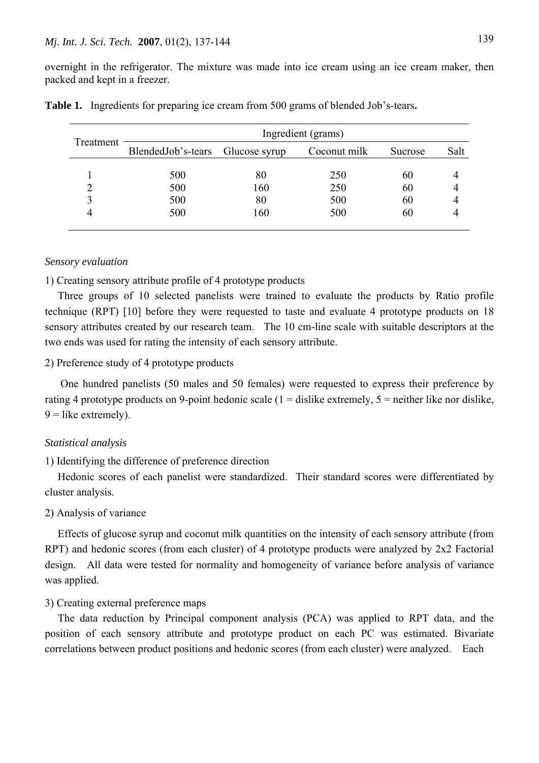overnight in the refrigerator. The mixture was made into ice cream using an ice cream maker, then packed and kept in a freezer.

**Table 1.** Ingredients for preparing ice cream from 500 grams of blended Job's-tears**.**

| Treatment | Ingredient (grams) | | | | |
|---|---|---|---|---|---|
| | BlendedJob's-tears | Glucose syrup | Coconut milk | Sucrose | Salt |
| 1 | 500 | 80 | 250 | 60 | 4 |
| 2 | 500 | 160 | 250 | 60 | 4 |
| 3 | 500 | 80 | 500 | 60 | 4 |
| 4 | 500 | 160 | 500 | 60 | 4 |

*Sensory evaluation*

1) Creating sensory attribute profile of 4 prototype products

Three groups of 10 selected panelists were trained to evaluate the products by Ratio profile technique (RPT) [10] before they were requested to taste and evaluate 4 prototype products on 18 sensory attributes created by our research team. The 10 cm-line scale with suitable descriptors at the two ends was used for rating the intensity of each sensory attribute.

2) Preference study of 4 prototype products

One hundred panelists (50 males and 50 females) were requested to express their preference by rating 4 prototype products on 9-point hedonic scale (1 = dislike extremely, 5 = neither like nor dislike, 9 = like extremely).

*Statistical analysis*

1) Identifying the difference of preference direction

Hedonic scores of each panelist were standardized. Their standard scores were differentiated by cluster analysis.

2) Analysis of variance

Effects of glucose syrup and coconut milk quantities on the intensity of each sensory attribute (from RPT) and hedonic scores (from each cluster) of 4 prototype products were analyzed by 2x2 Factorial design. All data were tested for normality and homogeneity of variance before analysis of variance was applied.

3) Creating external preference maps

The data reduction by Principal component analysis (PCA) was applied to RPT data, and the position of each sensory attribute and prototype product on each PC was estimated. Bivariate correlations between product positions and hedonic scores (from each cluster) were analyzed. Each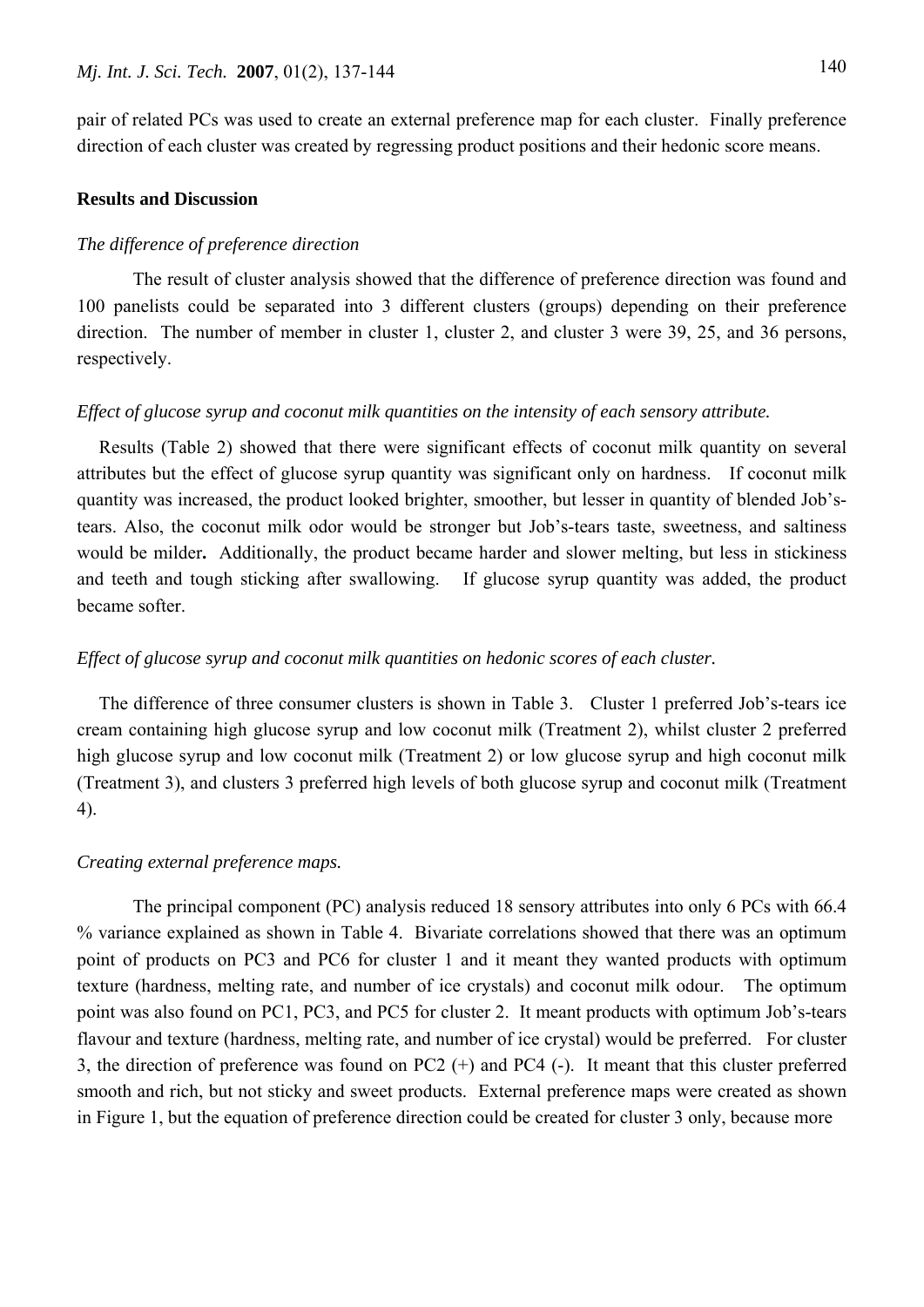pair of related PCs was used to create an external preference map for each cluster. Finally preference direction of each cluster was created by regressing product positions and their hedonic score means.

## Results and Discussion

### *The difference of preference direction*

The result of cluster analysis showed that the difference of preference direction was found and 100 panelists could be separated into 3 different clusters (groups) depending on their preference direction. The number of member in cluster 1, cluster 2, and cluster 3 were 39, 25, and 36 persons, respectively.

### *Effect of glucose syrup and coconut milk quantities on the intensity of each sensory attribute.*

Results (Table 2) showed that there were significant effects of coconut milk quantity on several attributes but the effect of glucose syrup quantity was significant only on hardness. If coconut milk quantity was increased, the product looked brighter, smoother, but lesser in quantity of blended Job's-tears. Also, the coconut milk odor would be stronger but Job's-tears taste, sweetness, and saltiness would be milder**.** Additionally, the product became harder and slower melting, but less in stickiness and teeth and tough sticking after swallowing. If glucose syrup quantity was added, the product became softer.

### *Effect of glucose syrup and coconut milk quantities on hedonic scores of each cluster.*

The difference of three consumer clusters is shown in Table 3. Cluster 1 preferred Job's-tears ice cream containing high glucose syrup and low coconut milk (Treatment 2), whilst cluster 2 preferred high glucose syrup and low coconut milk (Treatment 2) or low glucose syrup and high coconut milk (Treatment 3), and clusters 3 preferred high levels of both glucose syrup and coconut milk (Treatment 4).

### *Creating external preference maps.*

The principal component (PC) analysis reduced 18 sensory attributes into only 6 PCs with 66.4 % variance explained as shown in Table 4. Bivariate correlations showed that there was an optimum point of products on PC3 and PC6 for cluster 1 and it meant they wanted products with optimum texture (hardness, melting rate, and number of ice crystals) and coconut milk odour. The optimum point was also found on PC1, PC3, and PC5 for cluster 2. It meant products with optimum Job's-tears flavour and texture (hardness, melting rate, and number of ice crystal) would be preferred. For cluster 3, the direction of preference was found on PC2 (+) and PC4 (-). It meant that this cluster preferred smooth and rich, but not sticky and sweet products. External preference maps were created as shown in Figure 1, but the equation of preference direction could be created for cluster 3 only, because more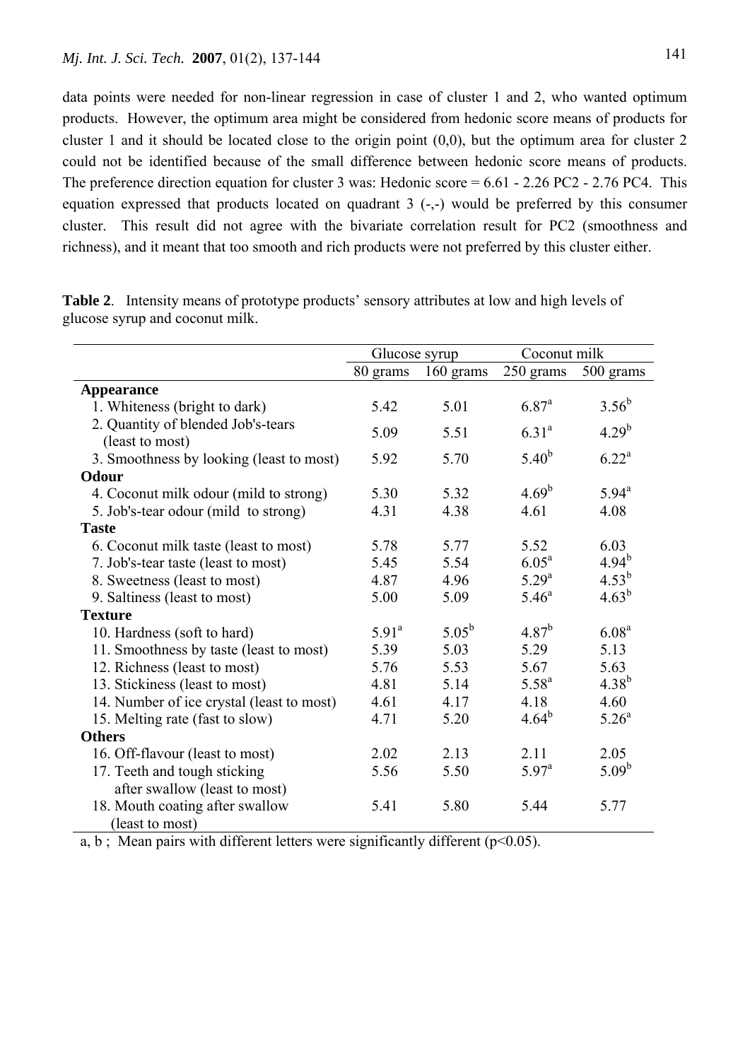data points were needed for non-linear regression in case of cluster 1 and 2, who wanted optimum products. However, the optimum area might be considered from hedonic score means of products for cluster 1 and it should be located close to the origin point (0,0), but the optimum area for cluster 2 could not be identified because of the small difference between hedonic score means of products. The preference direction equation for cluster 3 was: Hedonic score = 6.61 - 2.26 PC2 - 2.76 PC4. This equation expressed that products located on quadrant 3 (-,-) would be preferred by this consumer cluster. This result did not agree with the bivariate correlation result for PC2 (smoothness and richness), and it meant that too smooth and rich products were not preferred by this cluster either.

**Table 2**. Intensity means of prototype products' sensory attributes at low and high levels of glucose syrup and coconut milk.

| | Glucose syrup | | Coconut milk | |
|---|---|---|---|---|
| | 80 grams | 160 grams | 250 grams | 500 grams |
| **Appearance** | | | | |
| 1. Whiteness (bright to dark) | 5.42 | 5.01 | $6.87^{a}$ | $3.56^{b}$ |
| 2. Quantity of blended Job's-tears (least to most) | 5.09 | 5.51 | $6.31^{a}$ | $4.29^{b}$ |
| 3. Smoothness by looking (least to most) | 5.92 | 5.70 | $5.40^{b}$ | $6.22^{a}$ |
| **Odour** | | | | |
| 4. Coconut milk odour (mild to strong) | 5.30 | 5.32 | $4.69^{b}$ | $5.94^{a}$ |
| 5. Job's-tear odour (mild to strong) | 4.31 | 4.38 | 4.61 | 4.08 |
| **Taste** | | | | |
| 6. Coconut milk taste (least to most) | 5.78 | 5.77 | 5.52 | 6.03 |
| 7. Job's-tear taste (least to most) | 5.45 | 5.54 | $6.05^{a}$ | $4.94^{b}$ |
| 8. Sweetness (least to most) | 4.87 | 4.96 | $5.29^{a}$ | $4.53^{b}$ |
| 9. Saltiness (least to most) | 5.00 | 5.09 | $5.46^{a}$ | $4.63^{b}$ |
| **Texture** | | | | |
| 10. Hardness (soft to hard) | $5.91^{a}$ | $5.05^{b}$ | $4.87^{b}$ | $6.08^{a}$ |
| 11. Smoothness by taste (least to most) | 5.39 | 5.03 | 5.29 | 5.13 |
| 12. Richness (least to most) | 5.76 | 5.53 | 5.67 | 5.63 |
| 13. Stickiness (least to most) | 4.81 | 5.14 | $5.58^{a}$ | $4.38^{b}$ |
| 14. Number of ice crystal (least to most) | 4.61 | 4.17 | 4.18 | 4.60 |
| 15. Melting rate (fast to slow) | 4.71 | 5.20 | $4.64^{b}$ | $5.26^{a}$ |
| **Others** | | | | |
| 16. Off-flavour (least to most) | 2.02 | 2.13 | 2.11 | 2.05 |
| 17. Teeth and tough sticking after swallow (least to most) | 5.56 | 5.50 | $5.97^{a}$ | $5.09^{b}$ |
| 18. Mouth coating after swallow (least to most) | 5.41 | 5.80 | 5.44 | 5.77 |

a, b ; Mean pairs with different letters were significantly different ($p<0.05$).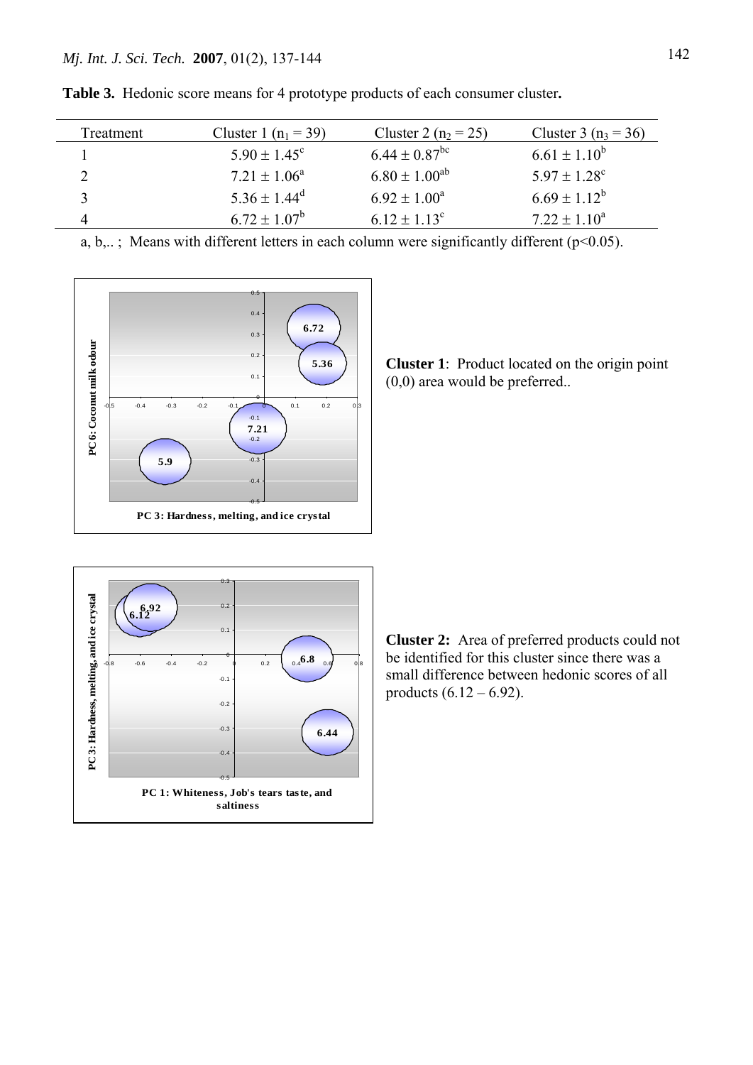**Table 3.** Hedonic score means for 4 prototype products of each consumer cluster**.**

| Treatment | Cluster 1 ($n_1 = 39$) | Cluster 2 ($n_2 = 25$) | Cluster 3 ($n_3 = 36$) |
|---|---|---|---|
| 1 | $5.90 \pm 1.45^{c}$ | $6.44 \pm 0.87^{bc}$ | $6.61 \pm 1.10^{b}$ |
| 2 | $7.21 \pm 1.06^{a}$ | $6.80 \pm 1.00^{ab}$ | $5.97 \pm 1.28^{c}$ |
| 3 | $5.36 \pm 1.44^{d}$ | $6.92 \pm 1.00^{a}$ | $6.69 \pm 1.12^{b}$ |
| 4 | $6.72 \pm 1.07^{b}$ | $6.12 \pm 1.13^{c}$ | $7.22 \pm 1.10^{a}$ |

a, b,.. ; Means with different letters in each column were significantly different ($p<0.05$).

**Cluster 1**: Product located on the origin point (0,0) area would be preferred..

**Cluster 2:** Area of preferred products could not be identified for this cluster since there was a small difference between hedonic scores of all products (6.12 – 6.92).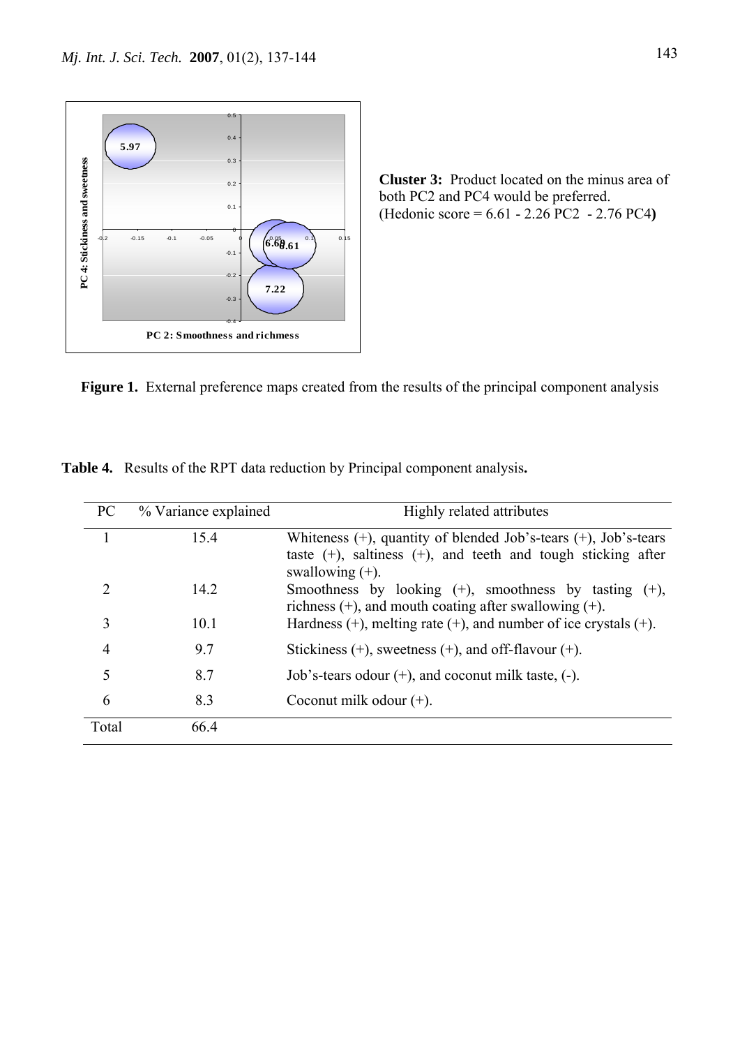**Cluster 3:** Product located on the minus area of both PC2 and PC4 would be preferred. (Hedonic score = 6.61 - 2.26 PC2 - 2.76 PC4**)**

**Figure 1.** External preference maps created from the results of the principal component analysis

**Table 4.** Results of the RPT data reduction by Principal component analysis**.**

| PC | % Variance explained | Highly related attributes |
|---|---|---|
| 1 | 15.4 | Whiteness (+), quantity of blended Job's-tears (+), Job's-tears taste (+), saltiness (+), and teeth and tough sticking after swallowing (+). |
| 2 | 14.2 | Smoothness by looking (+), smoothness by tasting (+), richness (+), and mouth coating after swallowing (+). |
| 3 | 10.1 | Hardness (+), melting rate (+), and number of ice crystals (+). |
| 4 | 9.7 | Stickiness (+), sweetness (+), and off-flavour (+). |
| 5 | 8.7 | Job's-tears odour (+), and coconut milk taste, (-). |
| 6 | 8.3 | Coconut milk odour (+). |
| Total | 66.4 | |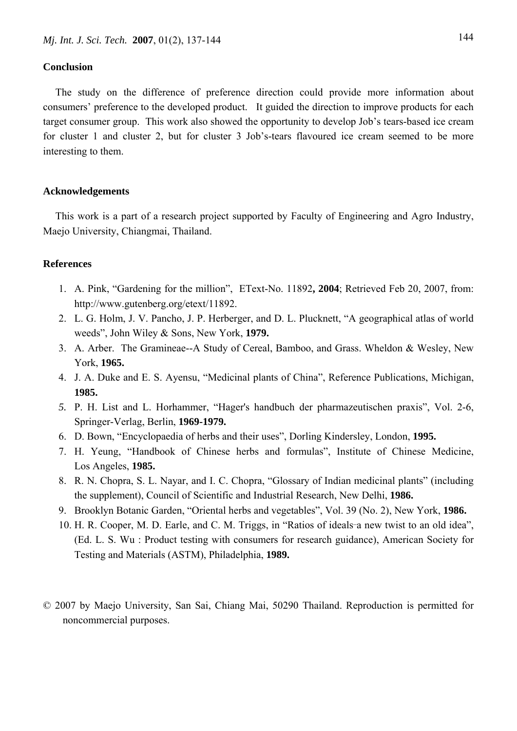## Conclusion

The study on the difference of preference direction could provide more information about consumers' preference to the developed product. It guided the direction to improve products for each target consumer group. This work also showed the opportunity to develop Job's tears-based ice cream for cluster 1 and cluster 2, but for cluster 3 Job's-tears flavoured ice cream seemed to be more interesting to them.

## Acknowledgements

This work is a part of a research project supported by Faculty of Engineering and Agro Industry, Maejo University, Chiangmai, Thailand.

## References

1. A. Pink, "Gardening for the million", EText-No. 11892**, 2004**; Retrieved Feb 20, 2007, from: http://www.gutenberg.org/etext/11892.
2. L. G. Holm, J. V. Pancho, J. P. Herberger, and D. L. Plucknett, "A geographical atlas of world weeds", John Wiley & Sons, New York, **1979.**
3. A. Arber. The Gramineae--A Study of Cereal, Bamboo, and Grass. Wheldon & Wesley, New York, **1965.**
4. J. A. Duke and E. S. Ayensu, "Medicinal plants of China", Reference Publications, Michigan, **1985.**
5. P. H. List and L. Horhammer, "Hager's handbuch der pharmazeutischen praxis", Vol. 2-6, Springer-Verlag, Berlin, **1969-1979.**
6. D. Bown, "Encyclopaedia of herbs and their uses", Dorling Kindersley, London, **1995.**
7. H. Yeung, "Handbook of Chinese herbs and formulas", Institute of Chinese Medicine, Los Angeles, **1985.**
8. R. N. Chopra, S. L. Nayar, and I. C. Chopra, "Glossary of Indian medicinal plants" (including the supplement), Council of Scientific and Industrial Research, New Delhi, **1986.**
9. Brooklyn Botanic Garden, "Oriental herbs and vegetables", Vol. 39 (No. 2), New York, **1986.**
10. H. R. Cooper, M. D. Earle, and C. M. Triggs, in "Ratios of ideals-a new twist to an old idea", (Ed. L. S. Wu : Product testing with consumers for research guidance), American Society for Testing and Materials (ASTM), Philadelphia, **1989.**

© 2007 by Maejo University, San Sai, Chiang Mai, 50290 Thailand. Reproduction is permitted for noncommercial purposes.